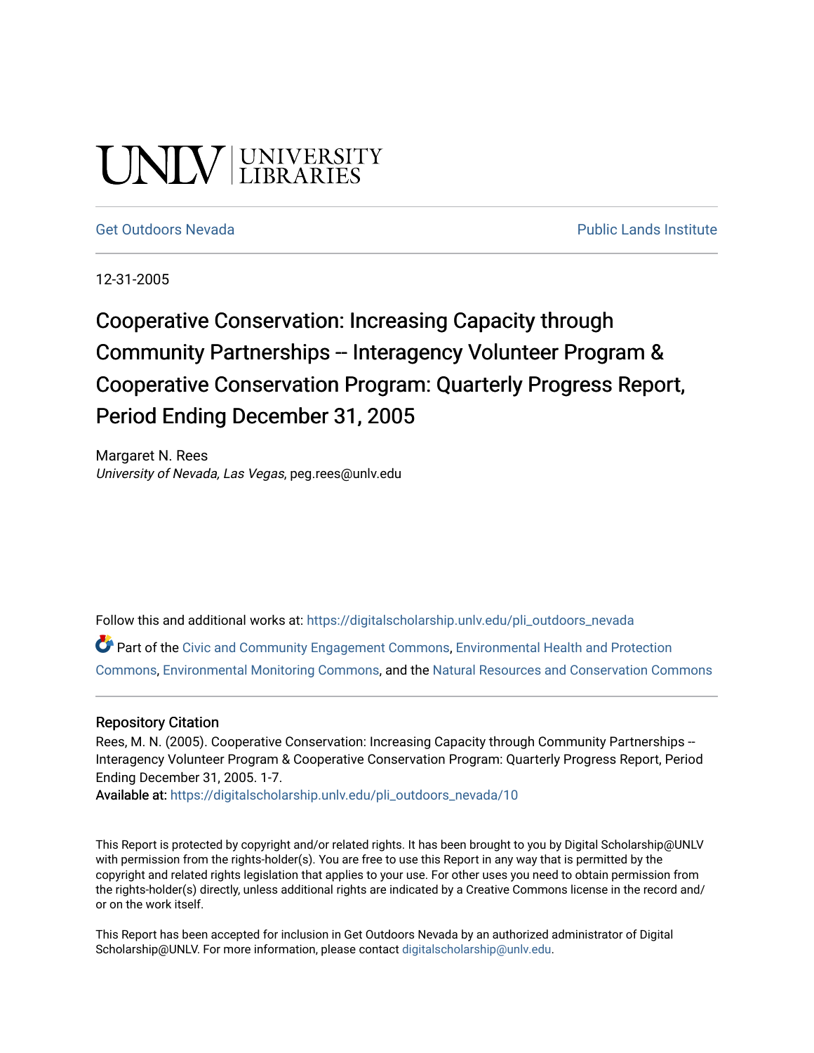UNLV | UNIVERSITY LIBRARIES

Get Outdoors Nevada | Public Lands Institute

12-31-2005

# Cooperative Conservation: Increasing Capacity through Community Partnerships -- Interagency Volunteer Program & Cooperative Conservation Program: Quarterly Progress Report, Period Ending December 31, 2005

Margaret N. Rees
*University of Nevada, Las Vegas*, peg.rees@unlv.edu

Follow this and additional works at: https://digitalscholarship.unlv.edu/pli_outdoors_nevada

Part of the Civic and Community Engagement Commons, Environmental Health and Protection Commons, Environmental Monitoring Commons, and the Natural Resources and Conservation Commons

## Repository Citation

Rees, M. N. (2005). Cooperative Conservation: Increasing Capacity through Community Partnerships -- Interagency Volunteer Program & Cooperative Conservation Program: Quarterly Progress Report, Period Ending December 31, 2005. 1-7.

**Available at:** https://digitalscholarship.unlv.edu/pli_outdoors_nevada/10

This Report is protected by copyright and/or related rights. It has been brought to you by Digital Scholarship@UNLV with permission from the rights-holder(s). You are free to use this Report in any way that is permitted by the copyright and related rights legislation that applies to your use. For other uses you need to obtain permission from the rights-holder(s) directly, unless additional rights are indicated by a Creative Commons license in the record and/or on the work itself.

This Report has been accepted for inclusion in Get Outdoors Nevada by an authorized administrator of Digital Scholarship@UNLV. For more information, please contact digitalscholarship@unlv.edu.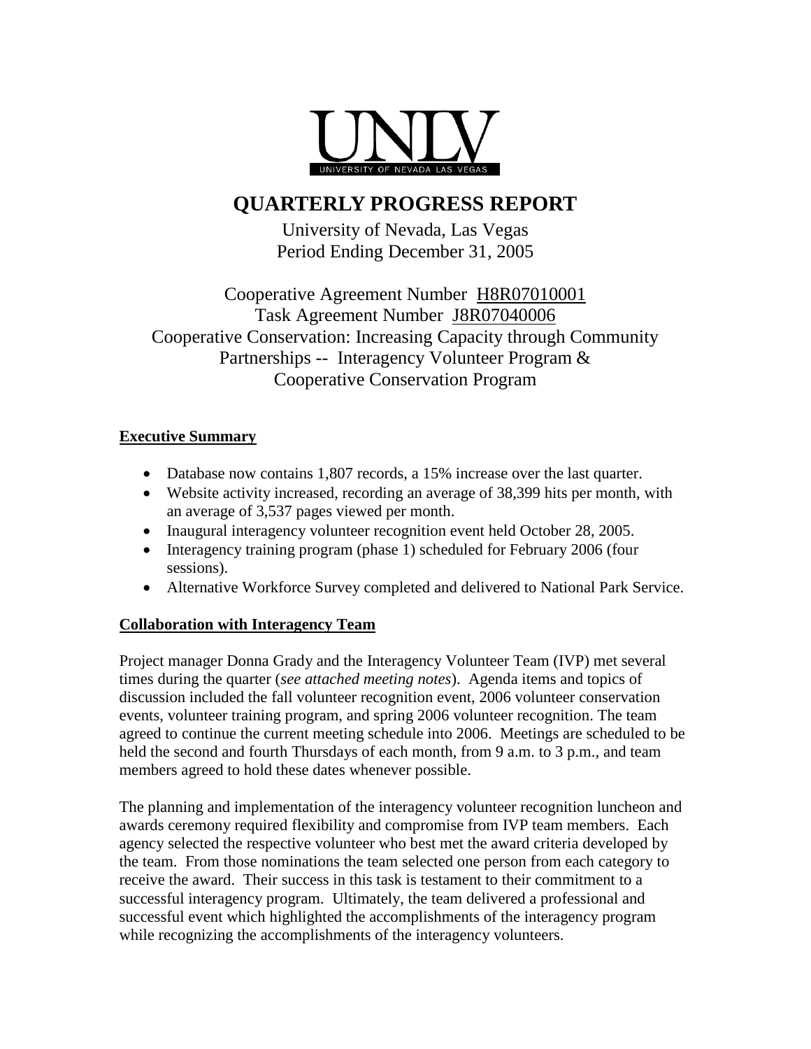UNLV
UNIVERSITY OF NEVADA LAS VEGAS

# QUARTERLY PROGRESS REPORT

University of Nevada, Las Vegas
Period Ending December 31, 2005

Cooperative Agreement Number H8R07010001
Task Agreement Number J8R07040006
Cooperative Conservation: Increasing Capacity through Community Partnerships -- Interagency Volunteer Program & Cooperative Conservation Program

## Executive Summary

- Database now contains 1,807 records, a 15% increase over the last quarter.
- Website activity increased, recording an average of 38,399 hits per month, with an average of 3,537 pages viewed per month.
- Inaugural interagency volunteer recognition event held October 28, 2005.
- Interagency training program (phase 1) scheduled for February 2006 (four sessions).
- Alternative Workforce Survey completed and delivered to National Park Service.

## Collaboration with Interagency Team

Project manager Donna Grady and the Interagency Volunteer Team (IVP) met several times during the quarter (*see attached meeting notes*). Agenda items and topics of discussion included the fall volunteer recognition event, 2006 volunteer conservation events, volunteer training program, and spring 2006 volunteer recognition. The team agreed to continue the current meeting schedule into 2006. Meetings are scheduled to be held the second and fourth Thursdays of each month, from 9 a.m. to 3 p.m., and team members agreed to hold these dates whenever possible.

The planning and implementation of the interagency volunteer recognition luncheon and awards ceremony required flexibility and compromise from IVP team members. Each agency selected the respective volunteer who best met the award criteria developed by the team. From those nominations the team selected one person from each category to receive the award. Their success in this task is testament to their commitment to a successful interagency program. Ultimately, the team delivered a professional and successful event which highlighted the accomplishments of the interagency program while recognizing the accomplishments of the interagency volunteers.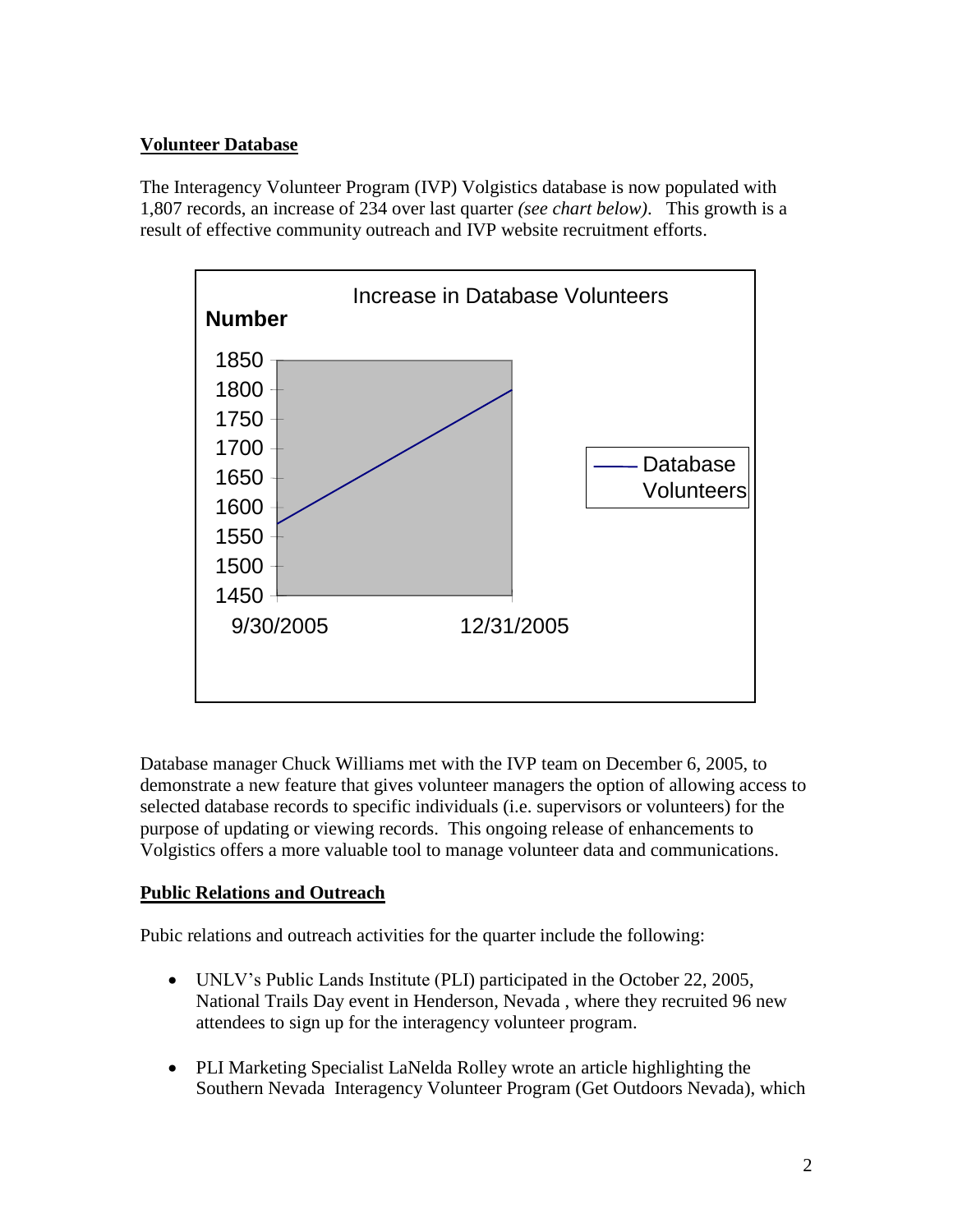## Volunteer Database

The Interagency Volunteer Program (IVP) Volgistics database is now populated with 1,807 records, an increase of 234 over last quarter *(see chart below)*. This growth is a result of effective community outreach and IVP website recruitment efforts.

Database manager Chuck Williams met with the IVP team on December 6, 2005, to demonstrate a new feature that gives volunteer managers the option of allowing access to selected database records to specific individuals (i.e. supervisors or volunteers) for the purpose of updating or viewing records. This ongoing release of enhancements to Volgistics offers a more valuable tool to manage volunteer data and communications.

## Public Relations and Outreach

Pubic relations and outreach activities for the quarter include the following:

- UNLV's Public Lands Institute (PLI) participated in the October 22, 2005, National Trails Day event in Henderson, Nevada , where they recruited 96 new attendees to sign up for the interagency volunteer program.

- PLI Marketing Specialist LaNelda Rolley wrote an article highlighting the Southern Nevada Interagency Volunteer Program (Get Outdoors Nevada), which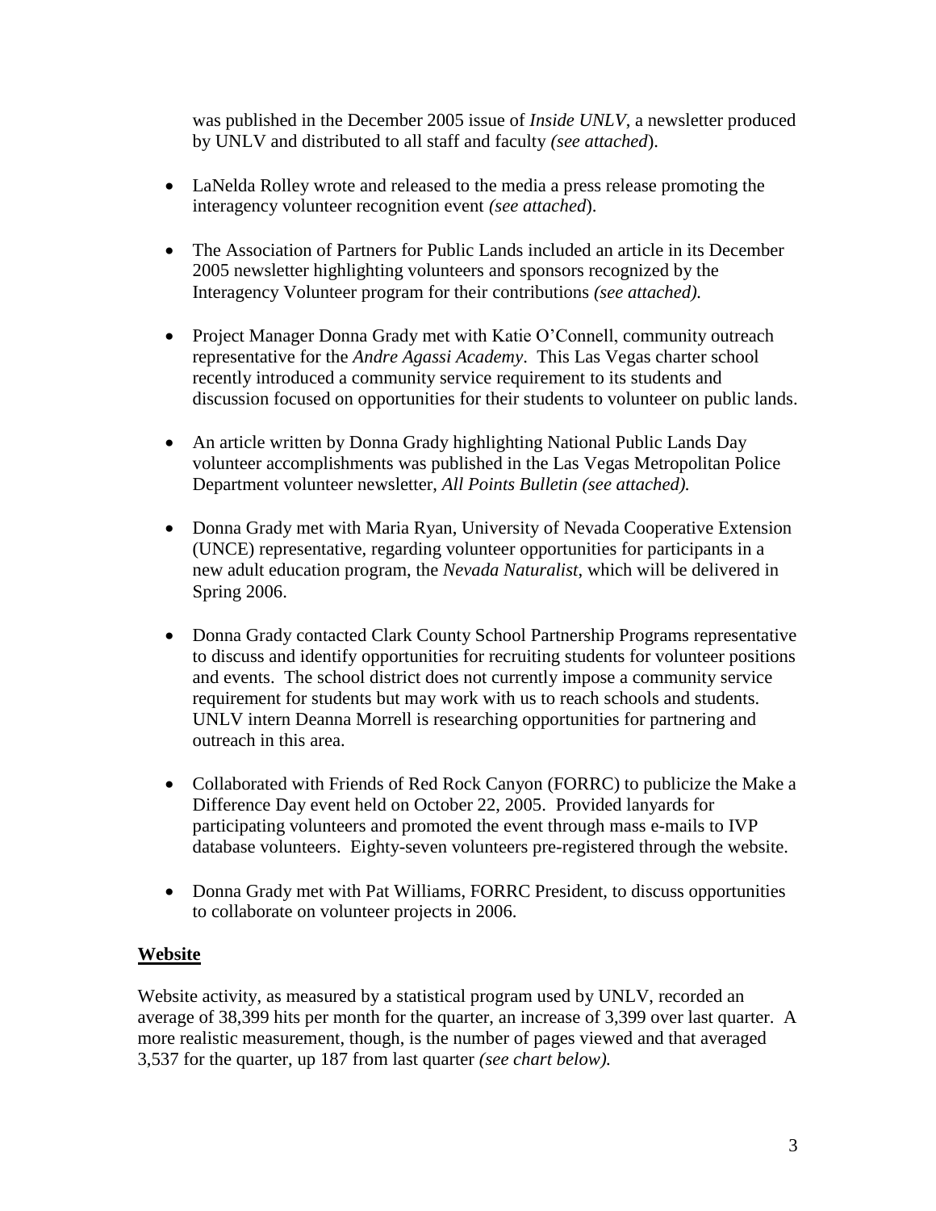was published in the December 2005 issue of *Inside UNLV*, a newsletter produced by UNLV and distributed to all staff and faculty *(see attached*).

- LaNelda Rolley wrote and released to the media a press release promoting the interagency volunteer recognition event *(see attached*).
- The Association of Partners for Public Lands included an article in its December 2005 newsletter highlighting volunteers and sponsors recognized by the Interagency Volunteer program for their contributions *(see attached).*
- Project Manager Donna Grady met with Katie O'Connell, community outreach representative for the *Andre Agassi Academy*. This Las Vegas charter school recently introduced a community service requirement to its students and discussion focused on opportunities for their students to volunteer on public lands.
- An article written by Donna Grady highlighting National Public Lands Day volunteer accomplishments was published in the Las Vegas Metropolitan Police Department volunteer newsletter, *All Points Bulletin (see attached).*
- Donna Grady met with Maria Ryan, University of Nevada Cooperative Extension (UNCE) representative, regarding volunteer opportunities for participants in a new adult education program, the *Nevada Naturalist*, which will be delivered in Spring 2006.
- Donna Grady contacted Clark County School Partnership Programs representative to discuss and identify opportunities for recruiting students for volunteer positions and events. The school district does not currently impose a community service requirement for students but may work with us to reach schools and students. UNLV intern Deanna Morrell is researching opportunities for partnering and outreach in this area.
- Collaborated with Friends of Red Rock Canyon (FORRC) to publicize the Make a Difference Day event held on October 22, 2005. Provided lanyards for participating volunteers and promoted the event through mass e-mails to IVP database volunteers. Eighty-seven volunteers pre-registered through the website.
- Donna Grady met with Pat Williams, FORRC President, to discuss opportunities to collaborate on volunteer projects in 2006.

## Website

Website activity, as measured by a statistical program used by UNLV, recorded an average of 38,399 hits per month for the quarter, an increase of 3,399 over last quarter. A more realistic measurement, though, is the number of pages viewed and that averaged 3,537 for the quarter, up 187 from last quarter *(see chart below).*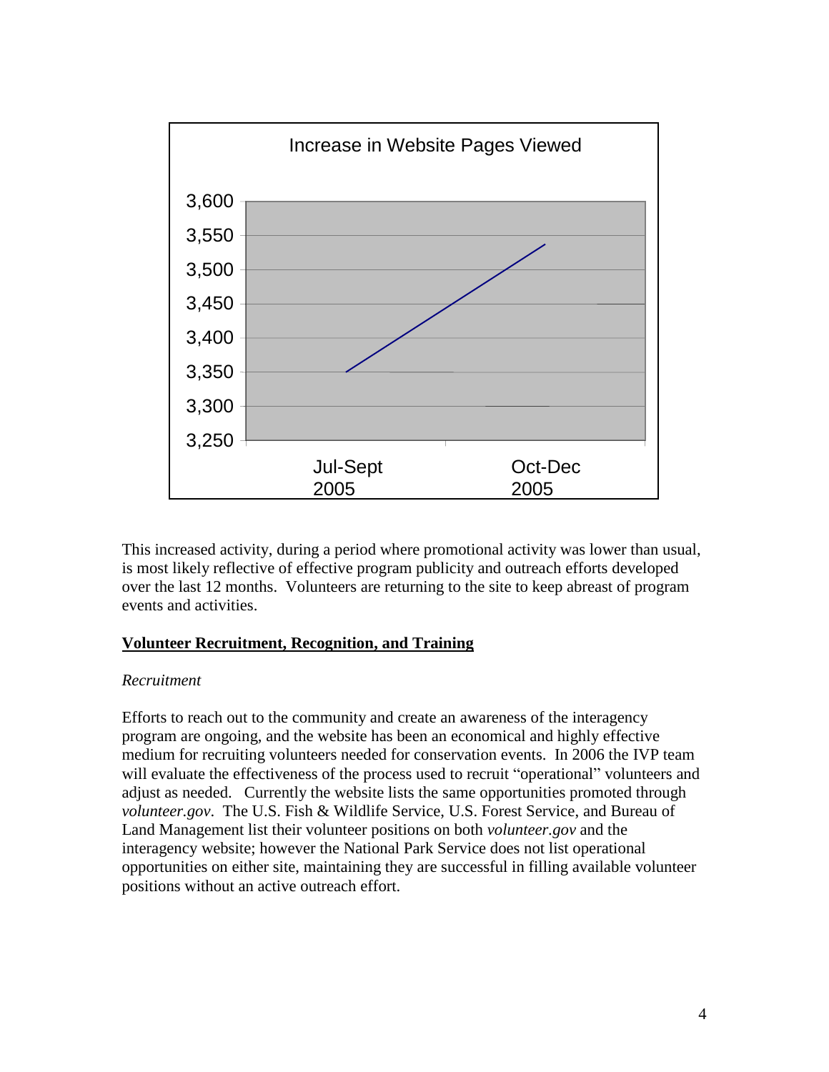Increase in Website Pages Viewed

This increased activity, during a period where promotional activity was lower than usual, is most likely reflective of effective program publicity and outreach efforts developed over the last 12 months. Volunteers are returning to the site to keep abreast of program events and activities.

## **Volunteer Recruitment, Recognition, and Training**

*Recruitment*

Efforts to reach out to the community and create an awareness of the interagency program are ongoing, and the website has been an economical and highly effective medium for recruiting volunteers needed for conservation events. In 2006 the IVP team will evaluate the effectiveness of the process used to recruit "operational" volunteers and adjust as needed. Currently the website lists the same opportunities promoted through *volunteer.gov*. The U.S. Fish & Wildlife Service, U.S. Forest Service, and Bureau of Land Management list their volunteer positions on both *volunteer.gov* and the interagency website; however the National Park Service does not list operational opportunities on either site, maintaining they are successful in filling available volunteer positions without an active outreach effort.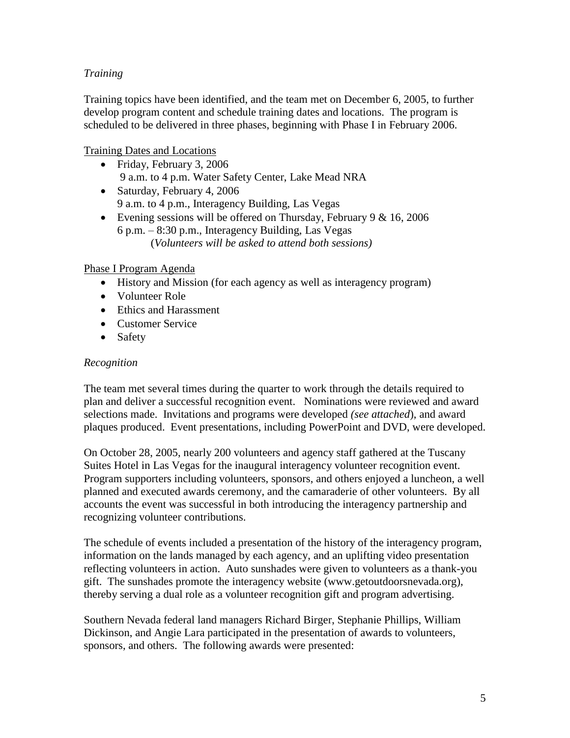*Training*

Training topics have been identified, and the team met on December 6, 2005, to further develop program content and schedule training dates and locations. The program is scheduled to be delivered in three phases, beginning with Phase I in February 2006.

<u>Training Dates and Locations</u>

- Friday, February 3, 2006
  9 a.m. to 4 p.m. Water Safety Center, Lake Mead NRA
- Saturday, February 4, 2006
  9 a.m. to 4 p.m., Interagency Building, Las Vegas
- Evening sessions will be offered on Thursday, February 9 & 16, 2006
  6 p.m. – 8:30 p.m., Interagency Building, Las Vegas
  (*Volunteers will be asked to attend both sessions)*

<u>Phase I Program Agenda</u>

- History and Mission (for each agency as well as interagency program)
- Volunteer Role
- Ethics and Harassment
- Customer Service
- Safety

*Recognition*

The team met several times during the quarter to work through the details required to plan and deliver a successful recognition event. Nominations were reviewed and award selections made. Invitations and programs were developed *(see attached*), and award plaques produced. Event presentations, including PowerPoint and DVD, were developed.

On October 28, 2005, nearly 200 volunteers and agency staff gathered at the Tuscany Suites Hotel in Las Vegas for the inaugural interagency volunteer recognition event. Program supporters including volunteers, sponsors, and others enjoyed a luncheon, a well planned and executed awards ceremony, and the camaraderie of other volunteers. By all accounts the event was successful in both introducing the interagency partnership and recognizing volunteer contributions.

The schedule of events included a presentation of the history of the interagency program, information on the lands managed by each agency, and an uplifting video presentation reflecting volunteers in action. Auto sunshades were given to volunteers as a thank-you gift. The sunshades promote the interagency website (www.getoutdoorsnevada.org), thereby serving a dual role as a volunteer recognition gift and program advertising.

Southern Nevada federal land managers Richard Birger, Stephanie Phillips, William Dickinson, and Angie Lara participated in the presentation of awards to volunteers, sponsors, and others. The following awards were presented: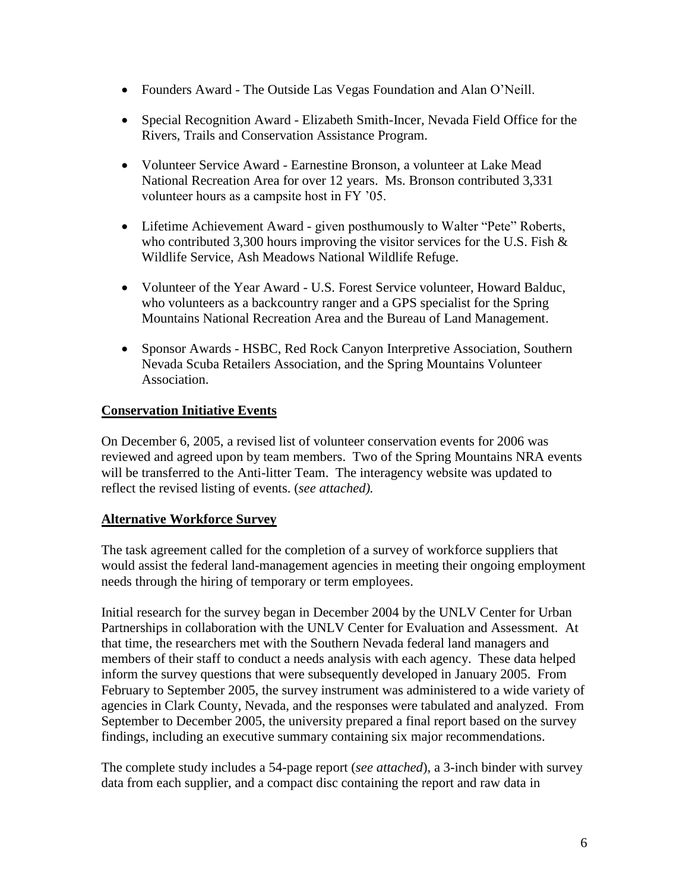- Founders Award - The Outside Las Vegas Foundation and Alan O'Neill.
- Special Recognition Award - Elizabeth Smith-Incer, Nevada Field Office for the Rivers, Trails and Conservation Assistance Program.
- Volunteer Service Award - Earnestine Bronson, a volunteer at Lake Mead National Recreation Area for over 12 years. Ms. Bronson contributed 3,331 volunteer hours as a campsite host in FY '05.
- Lifetime Achievement Award - given posthumously to Walter "Pete" Roberts, who contributed 3,300 hours improving the visitor services for the U.S. Fish & Wildlife Service, Ash Meadows National Wildlife Refuge.
- Volunteer of the Year Award - U.S. Forest Service volunteer, Howard Balduc, who volunteers as a backcountry ranger and a GPS specialist for the Spring Mountains National Recreation Area and the Bureau of Land Management.
- Sponsor Awards - HSBC, Red Rock Canyon Interpretive Association, Southern Nevada Scuba Retailers Association, and the Spring Mountains Volunteer Association.

**Conservation Initiative Events**

On December 6, 2005, a revised list of volunteer conservation events for 2006 was reviewed and agreed upon by team members. Two of the Spring Mountains NRA events will be transferred to the Anti-litter Team. The interagency website was updated to reflect the revised listing of events. (*see attached).*

**Alternative Workforce Survey**

The task agreement called for the completion of a survey of workforce suppliers that would assist the federal land-management agencies in meeting their ongoing employment needs through the hiring of temporary or term employees.

Initial research for the survey began in December 2004 by the UNLV Center for Urban Partnerships in collaboration with the UNLV Center for Evaluation and Assessment. At that time, the researchers met with the Southern Nevada federal land managers and members of their staff to conduct a needs analysis with each agency. These data helped inform the survey questions that were subsequently developed in January 2005. From February to September 2005, the survey instrument was administered to a wide variety of agencies in Clark County, Nevada, and the responses were tabulated and analyzed. From September to December 2005, the university prepared a final report based on the survey findings, including an executive summary containing six major recommendations.

The complete study includes a 54-page report (*see attached*), a 3-inch binder with survey data from each supplier, and a compact disc containing the report and raw data in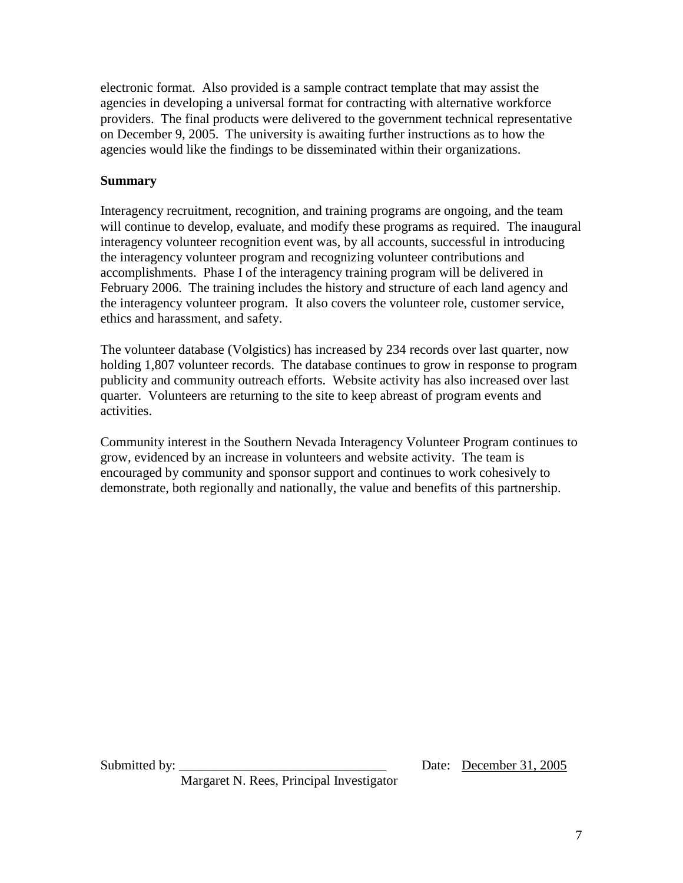electronic format. Also provided is a sample contract template that may assist the agencies in developing a universal format for contracting with alternative workforce providers. The final products were delivered to the government technical representative on December 9, 2005. The university is awaiting further instructions as to how the agencies would like the findings to be disseminated within their organizations.

**Summary**

Interagency recruitment, recognition, and training programs are ongoing, and the team will continue to develop, evaluate, and modify these programs as required. The inaugural interagency volunteer recognition event was, by all accounts, successful in introducing the interagency volunteer program and recognizing volunteer contributions and accomplishments. Phase I of the interagency training program will be delivered in February 2006. The training includes the history and structure of each land agency and the interagency volunteer program. It also covers the volunteer role, customer service, ethics and harassment, and safety.

The volunteer database (Volgistics) has increased by 234 records over last quarter, now holding 1,807 volunteer records. The database continues to grow in response to program publicity and community outreach efforts. Website activity has also increased over last quarter. Volunteers are returning to the site to keep abreast of program events and activities.

Community interest in the Southern Nevada Interagency Volunteer Program continues to grow, evidenced by an increase in volunteers and website activity. The team is encouraged by community and sponsor support and continues to work cohesively to demonstrate, both regionally and nationally, the value and benefits of this partnership.

Submitted by: _______________________________ Date: December 31, 2005

Margaret N. Rees, Principal Investigator